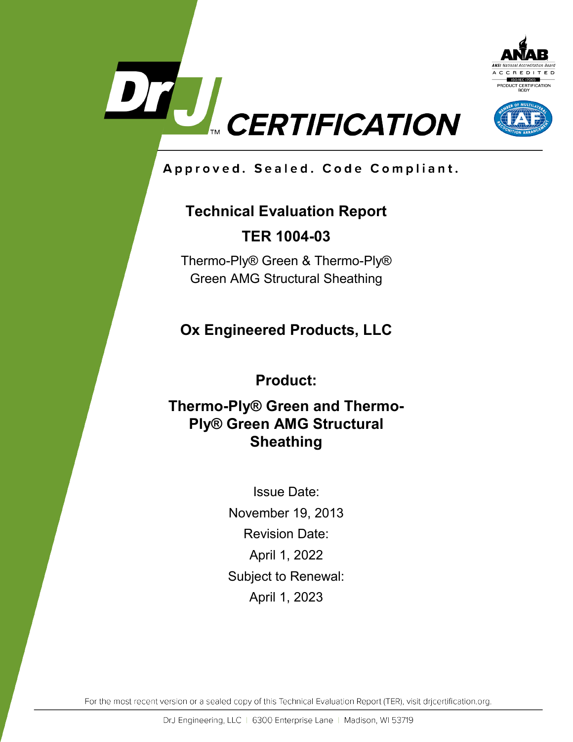# DrJ CERTIFICATION

**Approved. Sealed. Code Compliant.**

## Technical Evaluation Report

## TER 1004-03

Thermo-Ply® Green & Thermo-Ply® Green AMG Structural Sheathing

**Ox Engineered Products, LLC**

**Product:**

**Thermo-Ply® Green and Thermo-Ply® Green AMG Structural Sheathing**

Issue Date:

November 19, 2013

Revision Date:

April 1, 2022

Subject to Renewal:

April 1, 2023

For the most recent version or a sealed copy of this Technical Evaluation Report (TER), visit drjcertification.org.

DrJ Engineering, LLC | 6300 Enterprise Lane | Madison, WI 53719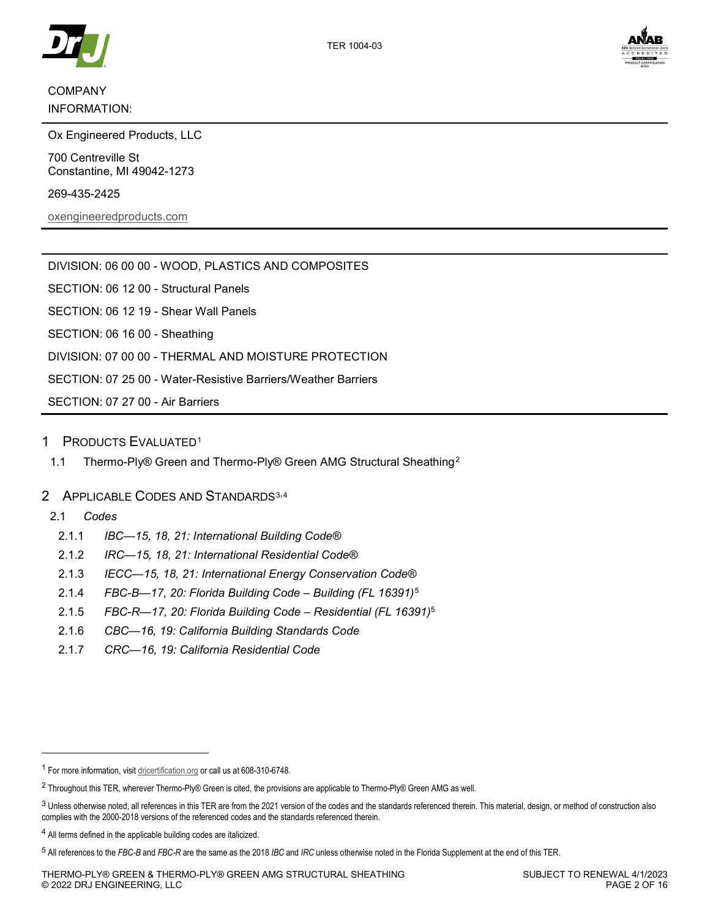COMPANY INFORMATION:

Ox Engineered Products, LLC

700 Centreville St
Constantine, MI 49042-1273

269-435-2425

oxengineeredproducts.com

DIVISION: 06 00 00 - WOOD, PLASTICS AND COMPOSITES

SECTION: 06 12 00 - Structural Panels

SECTION: 06 12 19 - Shear Wall Panels

SECTION: 06 16 00 - Sheathing

DIVISION: 07 00 00 - THERMAL AND MOISTURE PROTECTION

SECTION: 07 25 00 - Water-Resistive Barriers/Weather Barriers

SECTION: 07 27 00 - Air Barriers

## 1 Products Evaluated[1]

1.1 Thermo-Ply® Green and Thermo-Ply® Green AMG Structural Sheathing[2]

## 2 Applicable Codes and Standards[3,4]

2.1 *Codes*

2.1.1 *IBC—15, 18, 21: International Building Code®*

2.1.2 *IRC—15, 18, 21: International Residential Code®*

2.1.3 *IECC—15, 18, 21: International Energy Conservation Code®*

2.1.4 *FBC-B—17, 20: Florida Building Code – Building (FL 16391)*[5]

2.1.5 *FBC-R—17, 20: Florida Building Code – Residential (FL 16391)*[5]

2.1.6 *CBC—16, 19: California Building Standards Code*

2.1.7 *CRC—16, 19: California Residential Code*

---

[1] For more information, visit drjcertification.org or call us at 608-310-6748.

[2] Throughout this TER, wherever Thermo-Ply® Green is cited, the provisions are applicable to Thermo-Ply® Green AMG as well.

[3] Unless otherwise noted, all references in this TER are from the 2021 version of the codes and the standards referenced therein. This material, design, or method of construction also complies with the 2000-2018 versions of the referenced codes and the standards referenced therein.

[4] All terms defined in the applicable building codes are italicized.

[5] All references to the *FBC-B* and *FBC-R* are the same as the 2018 *IBC* and *IRC* unless otherwise noted in the Florida Supplement at the end of this TER.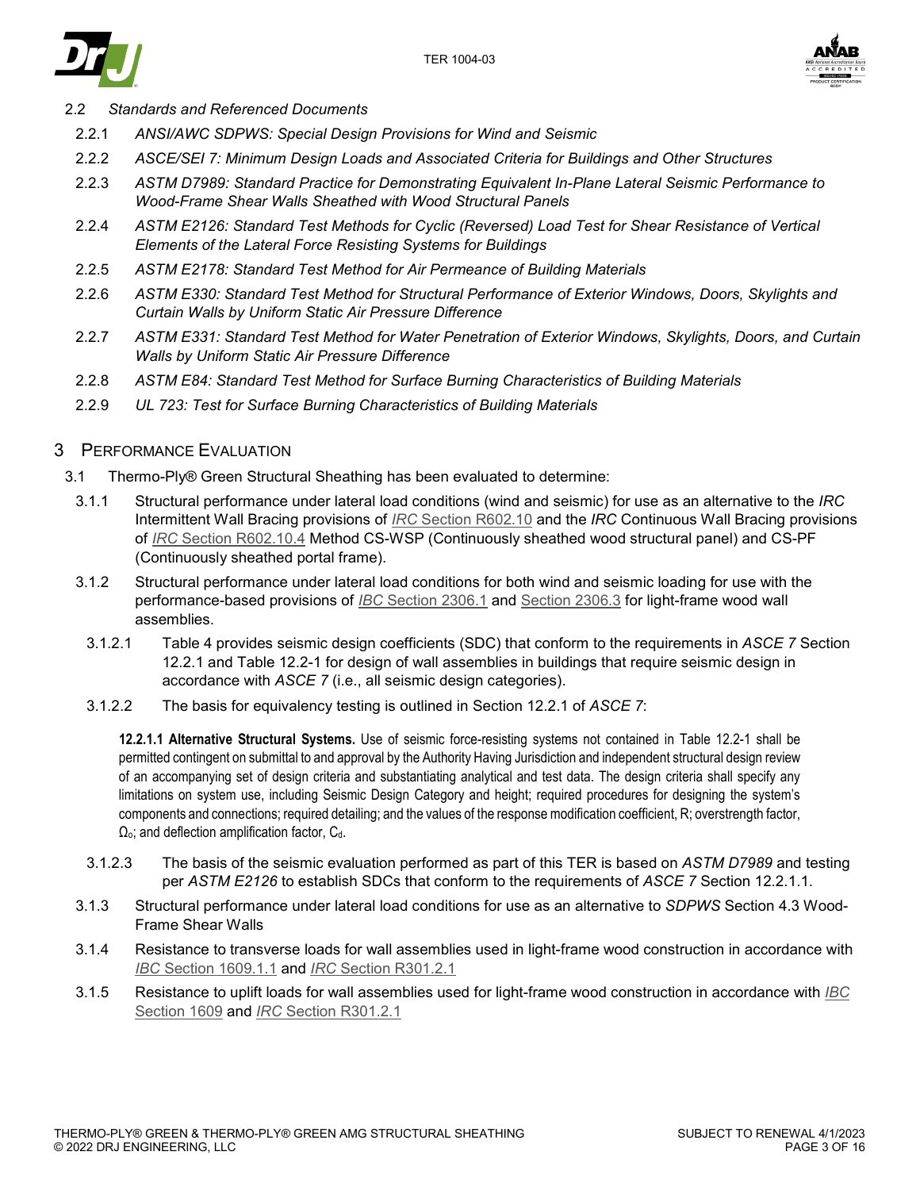2.2 *Standards and Referenced Documents*

2.2.1 *ANSI/AWC SDPWS: Special Design Provisions for Wind and Seismic*

2.2.2 *ASCE/SEI 7: Minimum Design Loads and Associated Criteria for Buildings and Other Structures*

2.2.3 *ASTM D7989: Standard Practice for Demonstrating Equivalent In-Plane Lateral Seismic Performance to Wood-Frame Shear Walls Sheathed with Wood Structural Panels*

2.2.4 *ASTM E2126: Standard Test Methods for Cyclic (Reversed) Load Test for Shear Resistance of Vertical Elements of the Lateral Force Resisting Systems for Buildings*

2.2.5 *ASTM E2178: Standard Test Method for Air Permeance of Building Materials*

2.2.6 *ASTM E330: Standard Test Method for Structural Performance of Exterior Windows, Doors, Skylights and Curtain Walls by Uniform Static Air Pressure Difference*

2.2.7 *ASTM E331: Standard Test Method for Water Penetration of Exterior Windows, Skylights, Doors, and Curtain Walls by Uniform Static Air Pressure Difference*

2.2.8 *ASTM E84: Standard Test Method for Surface Burning Characteristics of Building Materials*

2.2.9 *UL 723: Test for Surface Burning Characteristics of Building Materials*

## 3 Performance Evaluation

3.1 Thermo-Ply® Green Structural Sheathing has been evaluated to determine:

3.1.1 Structural performance under lateral load conditions (wind and seismic) for use as an alternative to the *IRC* Intermittent Wall Bracing provisions of *IRC* Section R602.10 and the *IRC* Continuous Wall Bracing provisions of *IRC* Section R602.10.4 Method CS-WSP (Continuously sheathed wood structural panel) and CS-PF (Continuously sheathed portal frame).

3.1.2 Structural performance under lateral load conditions for both wind and seismic loading for use with the performance-based provisions of *IBC* Section 2306.1 and Section 2306.3 for light-frame wood wall assemblies.

3.1.2.1 Table 4 provides seismic design coefficients (SDC) that conform to the requirements in *ASCE 7* Section 12.2.1 and Table 12.2-1 for design of wall assemblies in buildings that require seismic design in accordance with *ASCE 7* (i.e., all seismic design categories).

3.1.2.2 The basis for equivalency testing is outlined in Section 12.2.1 of *ASCE 7*:

> **12.2.1.1 Alternative Structural Systems.** Use of seismic force-resisting systems not contained in Table 12.2-1 shall be permitted contingent on submittal to and approval by the Authority Having Jurisdiction and independent structural design review of an accompanying set of design criteria and substantiating analytical and test data. The design criteria shall specify any limitations on system use, including Seismic Design Category and height; required procedures for designing the system's components and connections; required detailing; and the values of the response modification coefficient, R; overstrength factor, $\Omega_o$; and deflection amplification factor, $C_d$.

3.1.2.3 The basis of the seismic evaluation performed as part of this TER is based on *ASTM D7989* and testing per *ASTM E2126* to establish SDCs that conform to the requirements of *ASCE 7* Section 12.2.1.1.

3.1.3 Structural performance under lateral load conditions for use as an alternative to *SDPWS* Section 4.3 Wood-Frame Shear Walls

3.1.4 Resistance to transverse loads for wall assemblies used in light-frame wood construction in accordance with *IBC* Section 1609.1.1 and *IRC* Section R301.2.1

3.1.5 Resistance to uplift loads for wall assemblies used for light-frame wood construction in accordance with *IBC* Section 1609 and *IRC* Section R301.2.1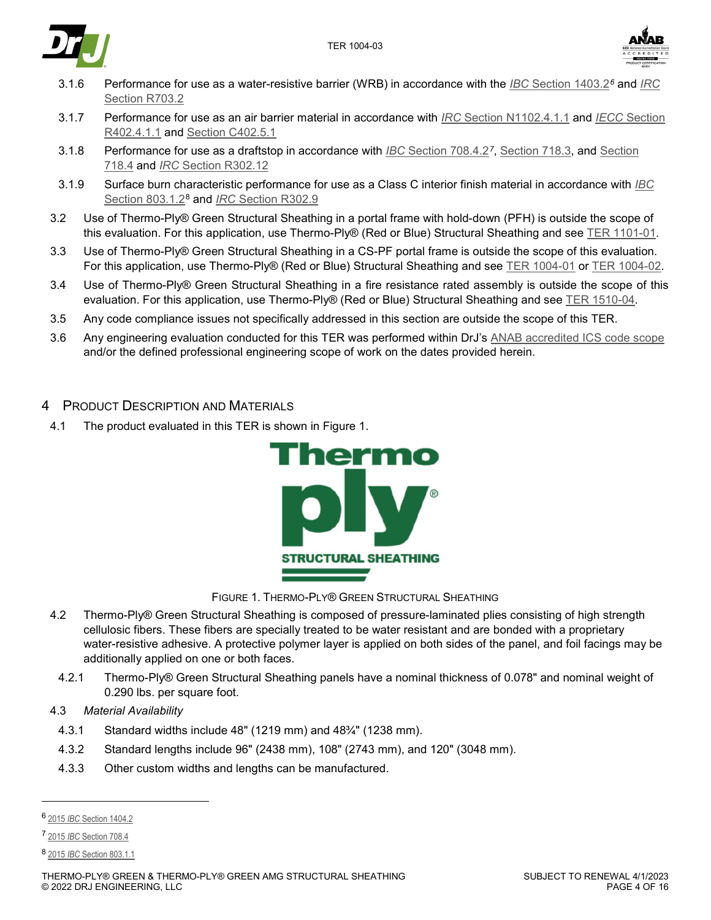3.1.6 Performance for use as a water-resistive barrier (WRB) in accordance with the *IBC* Section 1403.2[6] and *IRC* Section R703.2

3.1.7 Performance for use as an air barrier material in accordance with *IRC* Section N1102.4.1.1 and *IECC* Section R402.4.1.1 and Section C402.5.1

3.1.8 Performance for use as a draftstop in accordance with *IBC* Section 708.4.2[7], Section 718.3, and Section 718.4 and *IRC* Section R302.12

3.1.9 Surface burn characteristic performance for use as a Class C interior finish material in accordance with *IBC* Section 803.1.2[8] and *IRC* Section R302.9

3.2 Use of Thermo-Ply® Green Structural Sheathing in a portal frame with hold-down (PFH) is outside the scope of this evaluation. For this application, use Thermo-Ply® (Red or Blue) Structural Sheathing and see TER 1101-01.

3.3 Use of Thermo-Ply® Green Structural Sheathing in a CS-PF portal frame is outside the scope of this evaluation. For this application, use Thermo-Ply® (Red or Blue) Structural Sheathing and see TER 1004-01 or TER 1004-02.

3.4 Use of Thermo-Ply® Green Structural Sheathing in a fire resistance rated assembly is outside the scope of this evaluation. For this application, use Thermo-Ply® (Red or Blue) Structural Sheathing and see TER 1510-04.

3.5 Any code compliance issues not specifically addressed in this section are outside the scope of this TER.

3.6 Any engineering evaluation conducted for this TER was performed within DrJ's ANAB accredited ICS code scope and/or the defined professional engineering scope of work on the dates provided herein.

## 4 Product Description and Materials

4.1 The product evaluated in this TER is shown in Figure 1.

Figure 1. Thermo-Ply® Green Structural Sheathing

4.2 Thermo-Ply® Green Structural Sheathing is composed of pressure-laminated plies consisting of high strength cellulosic fibers. These fibers are specially treated to be water resistant and are bonded with a proprietary water-resistive adhesive. A protective polymer layer is applied on both sides of the panel, and foil facings may be additionally applied on one or both faces.

4.2.1 Thermo-Ply® Green Structural Sheathing panels have a nominal thickness of 0.078" and nominal weight of 0.290 lbs. per square foot.

4.3 *Material Availability*

4.3.1 Standard widths include 48" (1219 mm) and 48¾" (1238 mm).

4.3.2 Standard lengths include 96" (2438 mm), 108" (2743 mm), and 120" (3048 mm).

4.3.3 Other custom widths and lengths can be manufactured.

---

[6] 2015 *IBC* Section 1404.2

[7] 2015 *IBC* Section 708.4

[8] 2015 *IBC* Section 803.1.1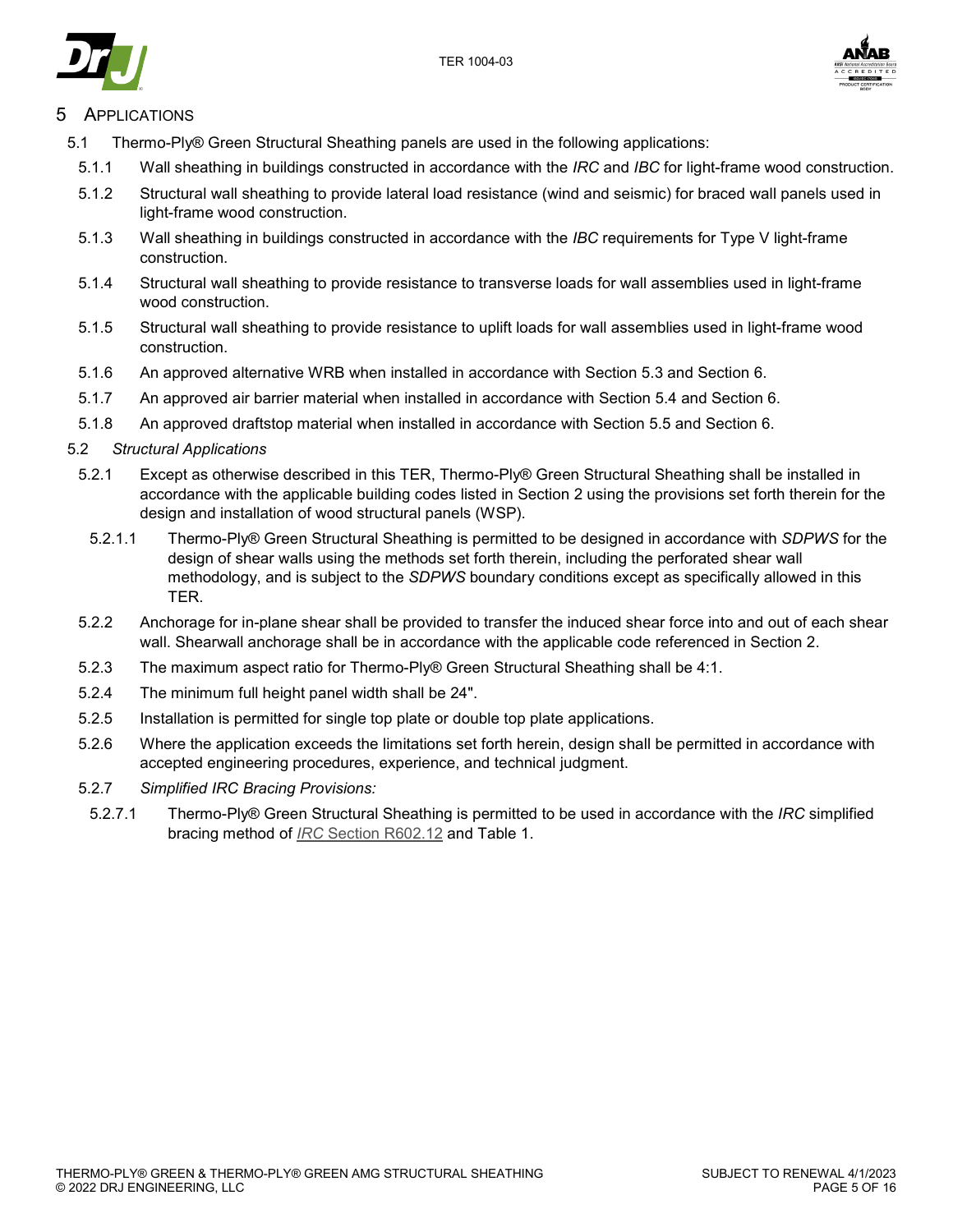# 5 Applications

5.1 Thermo-Ply® Green Structural Sheathing panels are used in the following applications:

5.1.1 Wall sheathing in buildings constructed in accordance with the *IRC* and *IBC* for light-frame wood construction.

5.1.2 Structural wall sheathing to provide lateral load resistance (wind and seismic) for braced wall panels used in light-frame wood construction.

5.1.3 Wall sheathing in buildings constructed in accordance with the *IBC* requirements for Type V light-frame construction.

5.1.4 Structural wall sheathing to provide resistance to transverse loads for wall assemblies used in light-frame wood construction.

5.1.5 Structural wall sheathing to provide resistance to uplift loads for wall assemblies used in light-frame wood construction.

5.1.6 An approved alternative WRB when installed in accordance with Section 5.3 and Section 6.

5.1.7 An approved air barrier material when installed in accordance with Section 5.4 and Section 6.

5.1.8 An approved draftstop material when installed in accordance with Section 5.5 and Section 6.

5.2 *Structural Applications*

5.2.1 Except as otherwise described in this TER, Thermo-Ply® Green Structural Sheathing shall be installed in accordance with the applicable building codes listed in Section 2 using the provisions set forth therein for the design and installation of wood structural panels (WSP).

5.2.1.1 Thermo-Ply® Green Structural Sheathing is permitted to be designed in accordance with *SDPWS* for the design of shear walls using the methods set forth therein, including the perforated shear wall methodology, and is subject to the *SDPWS* boundary conditions except as specifically allowed in this TER.

5.2.2 Anchorage for in-plane shear shall be provided to transfer the induced shear force into and out of each shear wall. Shearwall anchorage shall be in accordance with the applicable code referenced in Section 2.

5.2.3 The maximum aspect ratio for Thermo-Ply® Green Structural Sheathing shall be 4:1.

5.2.4 The minimum full height panel width shall be 24".

5.2.5 Installation is permitted for single top plate or double top plate applications.

5.2.6 Where the application exceeds the limitations set forth herein, design shall be permitted in accordance with accepted engineering procedures, experience, and technical judgment.

5.2.7 *Simplified IRC Bracing Provisions:*

5.2.7.1 Thermo-Ply® Green Structural Sheathing is permitted to be used in accordance with the *IRC* simplified bracing method of *IRC* Section R602.12 and Table 1.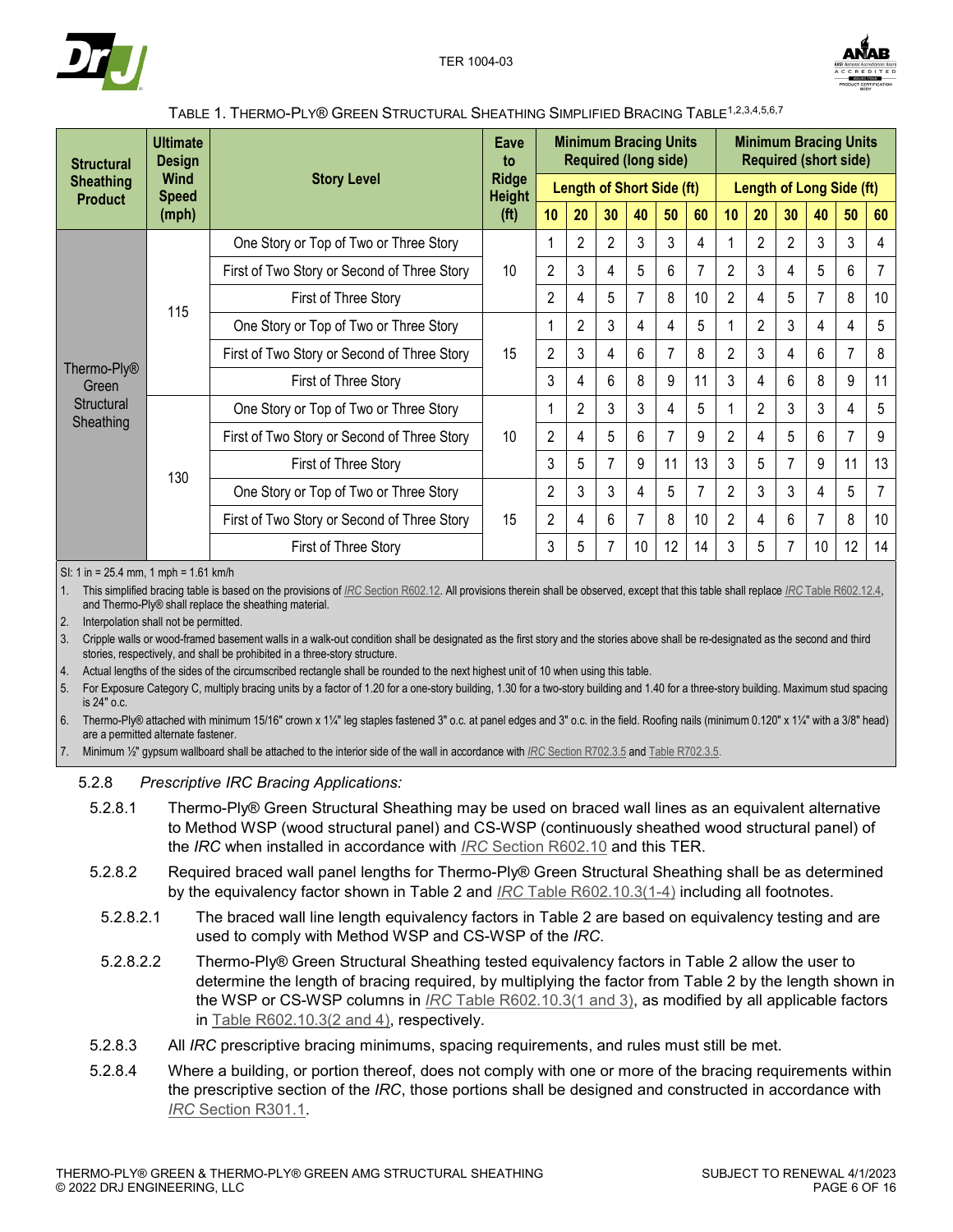TABLE 1. THERMO-PLY® GREEN STRUCTURAL SHEATHING SIMPLIFIED BRACING TABLE[1,2,3,4,5,6,7]

| Structural Sheathing Product | Ultimate Design Wind Speed (mph) | Story Level | Eave to Ridge Height (ft) | Minimum Bracing Units Required (long side) | | | | | | Minimum Bracing Units Required (short side) | | | | | |
|---|---|---|---|---|---|---|---|---|---|---|---|---|---|---|---|
| | | | | Length of Short Side (ft) | | | | | | Length of Long Side (ft) | | | | | |
| | | | | 10 | 20 | 30 | 40 | 50 | 60 | 10 | 20 | 30 | 40 | 50 | 60 |
| Thermo-Ply® Green Structural Sheathing | 115 | One Story or Top of Two or Three Story | 10 | 1 | 2 | 2 | 3 | 3 | 4 | 1 | 2 | 2 | 3 | 3 | 4 |
| | | First of Two Story or Second of Three Story | | 2 | 3 | 4 | 5 | 6 | 7 | 2 | 3 | 4 | 5 | 6 | 7 |
| | | First of Three Story | | 2 | 4 | 5 | 7 | 8 | 10 | 2 | 4 | 5 | 7 | 8 | 10 |
| | | One Story or Top of Two or Three Story | 15 | 1 | 2 | 3 | 4 | 4 | 5 | 1 | 2 | 3 | 4 | 4 | 5 |
| | | First of Two Story or Second of Three Story | | 2 | 3 | 4 | 6 | 7 | 8 | 2 | 3 | 4 | 6 | 7 | 8 |
| | | First of Three Story | | 3 | 4 | 6 | 8 | 9 | 11 | 3 | 4 | 6 | 8 | 9 | 11 |
| | 130 | One Story or Top of Two or Three Story | 10 | 1 | 2 | 3 | 3 | 4 | 5 | 1 | 2 | 3 | 3 | 4 | 5 |
| | | First of Two Story or Second of Three Story | | 2 | 4 | 5 | 6 | 7 | 9 | 2 | 4 | 5 | 6 | 7 | 9 |
| | | First of Three Story | | 3 | 5 | 7 | 9 | 11 | 13 | 3 | 5 | 7 | 9 | 11 | 13 |
| | | One Story or Top of Two or Three Story | 15 | 2 | 3 | 3 | 4 | 5 | 7 | 2 | 3 | 3 | 4 | 5 | 7 |
| | | First of Two Story or Second of Three Story | | 2 | 4 | 6 | 7 | 8 | 10 | 2 | 4 | 6 | 7 | 8 | 10 |
| | | First of Three Story | | 3 | 5 | 7 | 10 | 12 | 14 | 3 | 5 | 7 | 10 | 12 | 14 |

SI: 1 in = 25.4 mm, 1 mph = 1.61 km/h

1. This simplified bracing table is based on the provisions of *IRC* Section R602.12. All provisions therein shall be observed, except that this table shall replace *IRC* Table R602.12.4, and Thermo-Ply® shall replace the sheathing material.
2. Interpolation shall not be permitted.
3. Cripple walls or wood-framed basement walls in a walk-out condition shall be designated as the first story and the stories above shall be re-designated as the second and third stories, respectively, and shall be prohibited in a three-story structure.
4. Actual lengths of the sides of the circumscribed rectangle shall be rounded to the next highest unit of 10 when using this table.
5. For Exposure Category C, multiply bracing units by a factor of 1.20 for a one-story building, 1.30 for a two-story building and 1.40 for a three-story building. Maximum stud spacing is 24" o.c.
6. Thermo-Ply® attached with minimum 15/16" crown x 1¼" leg staples fastened 3" o.c. at panel edges and 3" o.c. in the field. Roofing nails (minimum 0.120" x 1¼" with a 3/8" head) are a permitted alternate fastener.
7. Minimum ½" gypsum wallboard shall be attached to the interior side of the wall in accordance with *IRC* Section R702.3.5 and Table R702.3.5.

5.2.8 *Prescriptive IRC Bracing Applications:*

5.2.8.1 Thermo-Ply® Green Structural Sheathing may be used on braced wall lines as an equivalent alternative to Method WSP (wood structural panel) and CS-WSP (continuously sheathed wood structural panel) of the *IRC* when installed in accordance with *IRC* Section R602.10 and this TER.

5.2.8.2 Required braced wall panel lengths for Thermo-Ply® Green Structural Sheathing shall be as determined by the equivalency factor shown in Table 2 and *IRC* Table R602.10.3(1-4) including all footnotes.

5.2.8.2.1 The braced wall line length equivalency factors in Table 2 are based on equivalency testing and are used to comply with Method WSP and CS-WSP of the *IRC*.

5.2.8.2.2 Thermo-Ply® Green Structural Sheathing tested equivalency factors in Table 2 allow the user to determine the length of bracing required, by multiplying the factor from Table 2 by the length shown in the WSP or CS-WSP columns in *IRC* Table R602.10.3(1 and 3), as modified by all applicable factors in Table R602.10.3(2 and 4), respectively.

5.2.8.3 All *IRC* prescriptive bracing minimums, spacing requirements, and rules must still be met.

5.2.8.4 Where a building, or portion thereof, does not comply with one or more of the bracing requirements within the prescriptive section of the *IRC*, those portions shall be designed and constructed in accordance with *IRC* Section R301.1.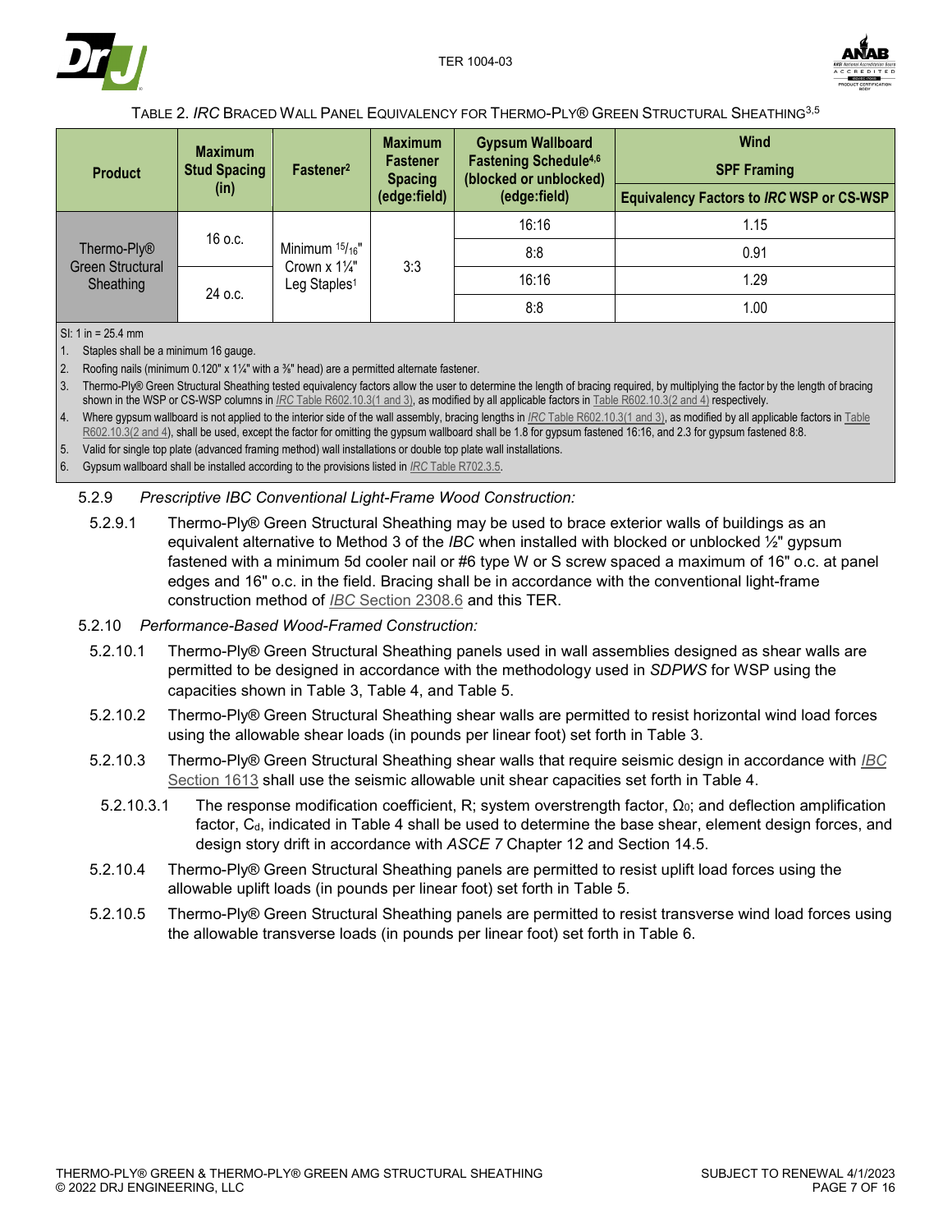Table 2. *IRC* Braced Wall Panel Equivalency for Thermo-Ply® Green Structural Sheathing[3,5]

| Product | Maximum Stud Spacing (in) | Fastener[2] | Maximum Fastener Spacing (edge:field) | Gypsum Wallboard Fastening Schedule[4,6] (blocked or unblocked) (edge:field) | Wind SPF Framing Equivalency Factors to *IRC* WSP or CS-WSP |
|---|---|---|---|---|---|
| Thermo-Ply® Green Structural Sheathing | 16 o.c. | Minimum $^{15}/_{16}$" Crown x 1¼" Leg Staples[1] | 3:3 | 16:16 | 1.15 |
| | | | | 8:8 | 0.91 |
| | 24 o.c. | | | 16:16 | 1.29 |
| | | | | 8:8 | 1.00 |

SI: 1 in = 25.4 mm

1. Staples shall be a minimum 16 gauge.
2. Roofing nails (minimum 0.120" x 1¼" with a ⅜" head) are a permitted alternate fastener.
3. Thermo-Ply® Green Structural Sheathing tested equivalency factors allow the user to determine the length of bracing required, by multiplying the factor by the length of bracing shown in the WSP or CS-WSP columns in *IRC* Table R602.10.3(1 and 3), as modified by all applicable factors in Table R602.10.3(2 and 4) respectively.
4. Where gypsum wallboard is not applied to the interior side of the wall assembly, bracing lengths in *IRC* Table R602.10.3(1 and 3), as modified by all applicable factors in Table R602.10.3(2 and 4), shall be used, except the factor for omitting the gypsum wallboard shall be 1.8 for gypsum fastened 16:16, and 2.3 for gypsum fastened 8:8.
5. Valid for single top plate (advanced framing method) wall installations or double top plate wall installations.
6. Gypsum wallboard shall be installed according to the provisions listed in *IRC* Table R702.3.5.

5.2.9 *Prescriptive IBC Conventional Light-Frame Wood Construction:*

5.2.9.1 Thermo-Ply® Green Structural Sheathing may be used to brace exterior walls of buildings as an equivalent alternative to Method 3 of the *IBC* when installed with blocked or unblocked ½" gypsum fastened with a minimum 5d cooler nail or #6 type W or S screw spaced a maximum of 16" o.c. at panel edges and 16" o.c. in the field. Bracing shall be in accordance with the conventional light-frame construction method of *IBC* Section 2308.6 and this TER.

5.2.10 *Performance-Based Wood-Framed Construction:*

5.2.10.1 Thermo-Ply® Green Structural Sheathing panels used in wall assemblies designed as shear walls are permitted to be designed in accordance with the methodology used in *SDPWS* for WSP using the capacities shown in Table 3, Table 4, and Table 5.

5.2.10.2 Thermo-Ply® Green Structural Sheathing shear walls are permitted to resist horizontal wind load forces using the allowable shear loads (in pounds per linear foot) set forth in Table 3.

5.2.10.3 Thermo-Ply® Green Structural Sheathing shear walls that require seismic design in accordance with *IBC* Section 1613 shall use the seismic allowable unit shear capacities set forth in Table 4.

5.2.10.3.1 The response modification coefficient, R; system overstrength factor, $\Omega_0$; and deflection amplification factor, $C_d$, indicated in Table 4 shall be used to determine the base shear, element design forces, and design story drift in accordance with *ASCE 7* Chapter 12 and Section 14.5.

5.2.10.4 Thermo-Ply® Green Structural Sheathing panels are permitted to resist uplift load forces using the allowable uplift loads (in pounds per linear foot) set forth in Table 5.

5.2.10.5 Thermo-Ply® Green Structural Sheathing panels are permitted to resist transverse wind load forces using the allowable transverse loads (in pounds per linear foot) set forth in Table 6.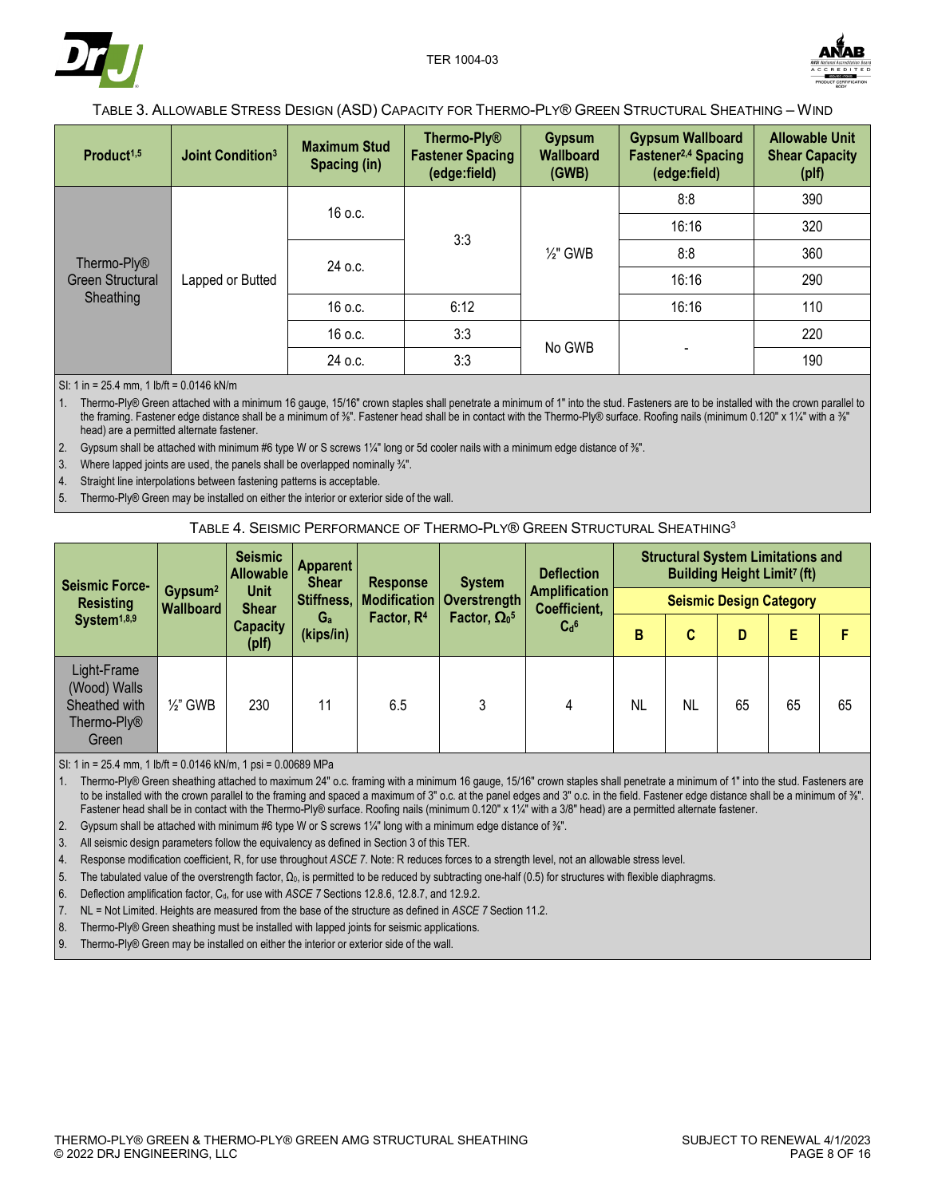### TABLE 3. ALLOWABLE STRESS DESIGN (ASD) CAPACITY FOR THERMO-PLY® GREEN STRUCTURAL SHEATHING – WIND

| Product[1,5] | Joint Condition[3] | Maximum Stud Spacing (in) | Thermo-Ply® Fastener Spacing (edge:field) | Gypsum Wallboard (GWB) | Gypsum Wallboard Fastener[2,4] Spacing (edge:field) | Allowable Unit Shear Capacity (plf) |
|---|---|---|---|---|---|---|
| Thermo-Ply® Green Structural Sheathing | Lapped or Butted | 16 o.c. | 3:3 | ½" GWB | 8:8 | 390 |
| | | | | | 16:16 | 320 |
| | | 24 o.c. | | | 8:8 | 360 |
| | | | | | 16:16 | 290 |
| | | 16 o.c. | 6:12 | | 16:16 | 110 |
| | | 16 o.c. | 3:3 | No GWB | - | 220 |
| | | 24 o.c. | 3:3 | | | 190 |

SI: 1 in = 25.4 mm, 1 lb/ft = 0.0146 kN/m

1. Thermo-Ply® Green attached with a minimum 16 gauge, 15/16" crown staples shall penetrate a minimum of 1" into the stud. Fasteners are to be installed with the crown parallel to the framing. Fastener edge distance shall be a minimum of ⅜". Fastener head shall be in contact with the Thermo-Ply® surface. Roofing nails (minimum 0.120" x 1¼" with a ⅜" head) are a permitted alternate fastener.
2. Gypsum shall be attached with minimum #6 type W or S screws 1¼" long or 5d cooler nails with a minimum edge distance of ⅜".
3. Where lapped joints are used, the panels shall be overlapped nominally ¾".
4. Straight line interpolations between fastening patterns is acceptable.
5. Thermo-Ply® Green may be installed on either the interior or exterior side of the wall.

### TABLE 4. SEISMIC PERFORMANCE OF THERMO-PLY® GREEN STRUCTURAL SHEATHING[3]

| Seismic Force-Resisting System[1,8,9] | Gypsum[2] Wallboard | Seismic Allowable Unit Shear Capacity (plf) | Apparent Shear Stiffness, $G_a$ (kips/in) | Response Modification Factor, R[4] | System Overstrength Factor, $\Omega_0$[5] | Deflection Amplification Coefficient, $C_d$[6] | Structural System Limitations and Building Height Limit[7] (ft) | | | | |
|---|---|---|---|---|---|---|---|---|---|---|---|
| | | | | | | | Seismic Design Category | | | | |
| | | | | | | | B | C | D | E | F |
| Light-Frame (Wood) Walls Sheathed with Thermo-Ply® Green | ½" GWB | 230 | 11 | 6.5 | 3 | 4 | NL | NL | 65 | 65 | 65 |

SI: 1 in = 25.4 mm, 1 lb/ft = 0.0146 kN/m, 1 psi = 0.00689 MPa

1. Thermo-Ply® Green sheathing attached to maximum 24" o.c. framing with a minimum 16 gauge, 15/16" crown staples shall penetrate a minimum of 1" into the stud. Fasteners are to be installed with the crown parallel to the framing and spaced a maximum of 3" o.c. at the panel edges and 3" o.c. in the field. Fastener edge distance shall be a minimum of ⅜". Fastener head shall be in contact with the Thermo-Ply® surface. Roofing nails (minimum 0.120" x 1¼" with a 3/8" head) are a permitted alternate fastener.
2. Gypsum shall be attached with minimum #6 type W or S screws 1¼" long with a minimum edge distance of ⅜".
3. All seismic design parameters follow the equivalency as defined in Section 3 of this TER.
4. Response modification coefficient, R, for use throughout *ASCE 7*. Note: R reduces forces to a strength level, not an allowable stress level.
5. The tabulated value of the overstrength factor, $\Omega_0$, is permitted to be reduced by subtracting one-half (0.5) for structures with flexible diaphragms.
6. Deflection amplification factor, $C_d$, for use with *ASCE 7* Sections 12.8.6, 12.8.7, and 12.9.2.
7. NL = Not Limited. Heights are measured from the base of the structure as defined in *ASCE 7* Section 11.2.
8. Thermo-Ply® Green sheathing must be installed with lapped joints for seismic applications.
9. Thermo-Ply® Green may be installed on either the interior or exterior side of the wall.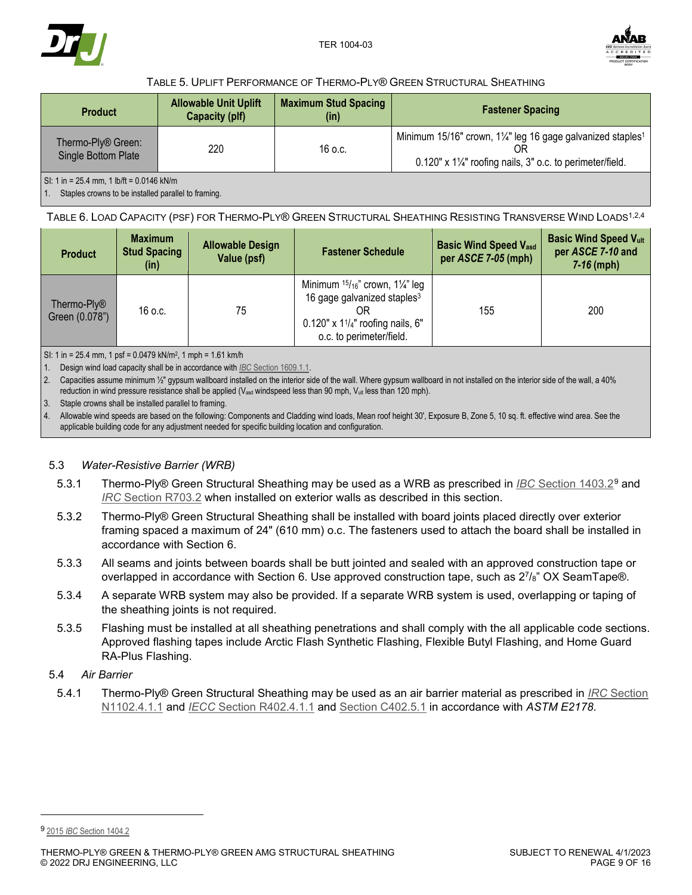TABLE 5. UPLIFT PERFORMANCE OF THERMO-PLY® GREEN STRUCTURAL SHEATHING

| Product | Allowable Unit Uplift Capacity (plf) | Maximum Stud Spacing (in) | Fastener Spacing |
|---|---|---|---|
| Thermo-Ply® Green: Single Bottom Plate | 220 | 16 o.c. | Minimum 15/16" crown, 1¼" leg 16 gage galvanized staples[1] OR 0.120" x 1¼" roofing nails, 3" o.c. to perimeter/field. |

SI: 1 in = 25.4 mm, 1 lb/ft = 0.0146 kN/m

1. Staples crowns to be installed parallel to framing.

TABLE 6. LOAD CAPACITY (PSF) FOR THERMO-PLY® GREEN STRUCTURAL SHEATHING RESISTING TRANSVERSE WIND LOADS[1,2,4]

| Product | Maximum Stud Spacing (in) | Allowable Design Value (psf) | Fastener Schedule | Basic Wind Speed $V_{asd}$ per *ASCE 7-05* (mph) | Basic Wind Speed $V_{ult}$ per *ASCE 7-10* and *7-16* (mph) |
|---|---|---|---|---|---|
| Thermo-Ply® Green (0.078") | 16 o.c. | 75 | Minimum 15/16" crown, 1¼" leg 16 gage galvanized staples[3] OR 0.120" x 1¼" roofing nails, 6" o.c. to perimeter/field. | 155 | 200 |

SI: 1 in = 25.4 mm, 1 psf = 0.0479 kN/m², 1 mph = 1.61 km/h

1. Design wind load capacity shall be in accordance with *IBC* Section 1609.1.1.
2. Capacities assume minimum ½" gypsum wallboard installed on the interior side of the wall. Where gypsum wallboard in not installed on the interior side of the wall, a 40% reduction in wind pressure resistance shall be applied ($V_{asd}$ windspeed less than 90 mph, $V_{ult}$ less than 120 mph).
3. Staple crowns shall be installed parallel to framing.
4. Allowable wind speeds are based on the following: Components and Cladding wind loads, Mean roof height 30', Exposure B, Zone 5, 10 sq. ft. effective wind area. See the applicable building code for any adjustment needed for specific building location and configuration.

5.3 *Water-Resistive Barrier (WRB)*

5.3.1 Thermo-Ply® Green Structural Sheathing may be used as a WRB as prescribed in *IBC* Section 1403.2[9] and *IRC* Section R703.2 when installed on exterior walls as described in this section.

5.3.2 Thermo-Ply® Green Structural Sheathing shall be installed with board joints placed directly over exterior framing spaced a maximum of 24" (610 mm) o.c. The fasteners used to attach the board shall be installed in accordance with Section 6.

5.3.3 All seams and joints between boards shall be butt jointed and sealed with an approved construction tape or overlapped in accordance with Section 6. Use approved construction tape, such as 2⁷/₈" OX SeamTape®.

5.3.4 A separate WRB system may also be provided. If a separate WRB system is used, overlapping or taping of the sheathing joints is not required.

5.3.5 Flashing must be installed at all sheathing penetrations and shall comply with the all applicable code sections. Approved flashing tapes include Arctic Flash Synthetic Flashing, Flexible Butyl Flashing, and Home Guard RA-Plus Flashing.

5.4 *Air Barrier*

5.4.1 Thermo-Ply® Green Structural Sheathing may be used as an air barrier material as prescribed in *IRC* Section N1102.4.1.1 and *IECC* Section R402.4.1.1 and Section C402.5.1 in accordance with *ASTM E2178*.

[9] 2015 *IBC* Section 1404.2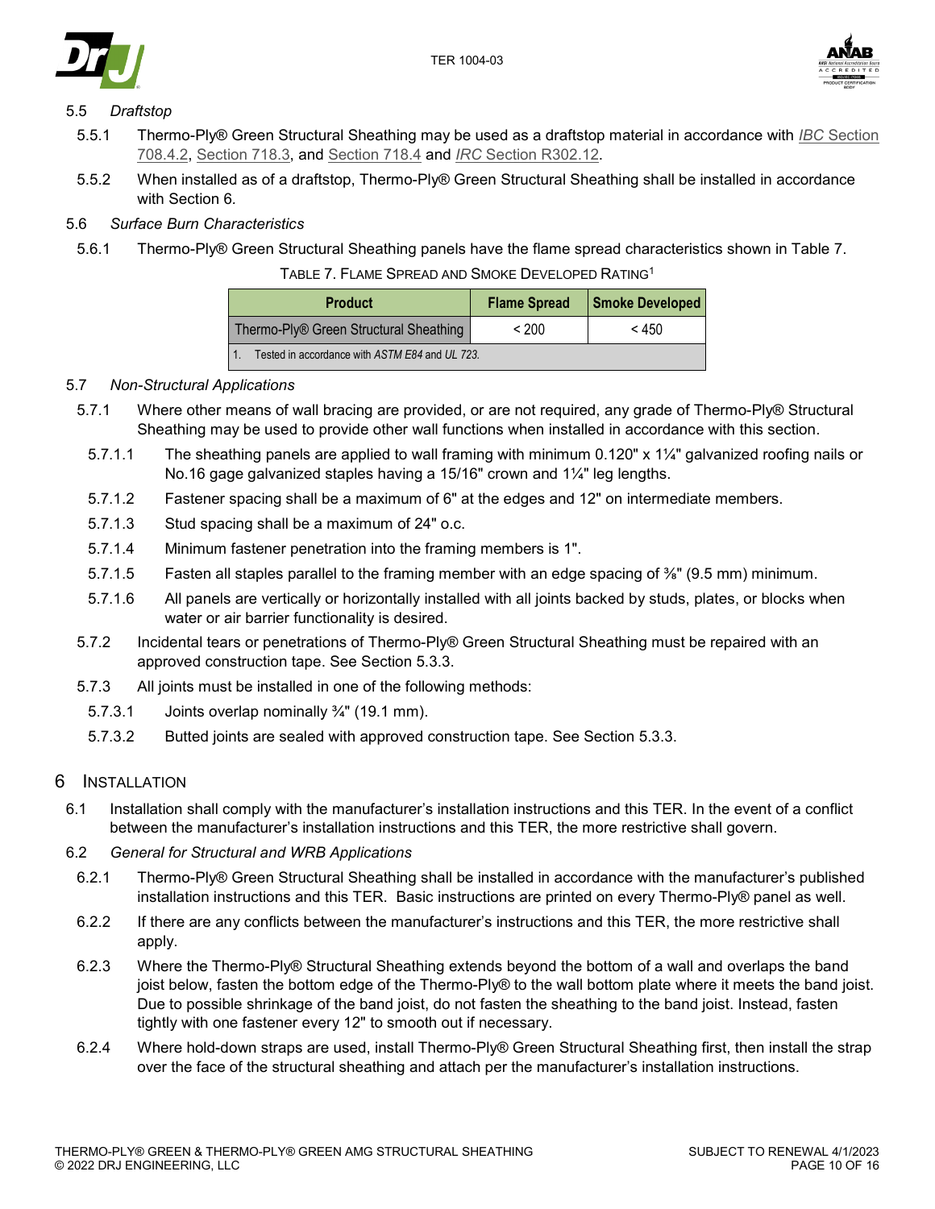### 5.5 *Draftstop*

5.5.1 Thermo-Ply® Green Structural Sheathing may be used as a draftstop material in accordance with *IBC* Section 708.4.2, Section 718.3, and Section 718.4 and *IRC* Section R302.12.

5.5.2 When installed as of a draftstop, Thermo-Ply® Green Structural Sheathing shall be installed in accordance with Section 6.

### 5.6 *Surface Burn Characteristics*

5.6.1 Thermo-Ply® Green Structural Sheathing panels have the flame spread characteristics shown in Table 7.

TABLE 7. FLAME SPREAD AND SMOKE DEVELOPED RATING[1]

| Product | Flame Spread | Smoke Developed |
|---|---|---|
| Thermo-Ply® Green Structural Sheathing | < 200 | < 450 |
| 1. Tested in accordance with *ASTM E84* and *UL 723*. | | |

### 5.7 *Non-Structural Applications*

5.7.1 Where other means of wall bracing are provided, or are not required, any grade of Thermo-Ply® Structural Sheathing may be used to provide other wall functions when installed in accordance with this section.

5.7.1.1 The sheathing panels are applied to wall framing with minimum 0.120" x 1¼" galvanized roofing nails or No.16 gage galvanized staples having a 15/16" crown and 1¼" leg lengths.

5.7.1.2 Fastener spacing shall be a maximum of 6" at the edges and 12" on intermediate members.

5.7.1.3 Stud spacing shall be a maximum of 24" o.c.

5.7.1.4 Minimum fastener penetration into the framing members is 1".

5.7.1.5 Fasten all staples parallel to the framing member with an edge spacing of ⅜" (9.5 mm) minimum.

5.7.1.6 All panels are vertically or horizontally installed with all joints backed by studs, plates, or blocks when water or air barrier functionality is desired.

5.7.2 Incidental tears or penetrations of Thermo-Ply® Green Structural Sheathing must be repaired with an approved construction tape. See Section 5.3.3.

5.7.3 All joints must be installed in one of the following methods:

5.7.3.1 Joints overlap nominally ¾" (19.1 mm).

5.7.3.2 Butted joints are sealed with approved construction tape. See Section 5.3.3.

## 6 INSTALLATION

6.1 Installation shall comply with the manufacturer's installation instructions and this TER. In the event of a conflict between the manufacturer's installation instructions and this TER, the more restrictive shall govern.

### 6.2 *General for Structural and WRB Applications*

6.2.1 Thermo-Ply® Green Structural Sheathing shall be installed in accordance with the manufacturer's published installation instructions and this TER. Basic instructions are printed on every Thermo-Ply® panel as well.

6.2.2 If there are any conflicts between the manufacturer's instructions and this TER, the more restrictive shall apply.

6.2.3 Where the Thermo-Ply® Structural Sheathing extends beyond the bottom of a wall and overlaps the band joist below, fasten the bottom edge of the Thermo-Ply® to the wall bottom plate where it meets the band joist. Due to possible shrinkage of the band joist, do not fasten the sheathing to the band joist. Instead, fasten tightly with one fastener every 12" to smooth out if necessary.

6.2.4 Where hold-down straps are used, install Thermo-Ply® Green Structural Sheathing first, then install the strap over the face of the structural sheathing and attach per the manufacturer's installation instructions.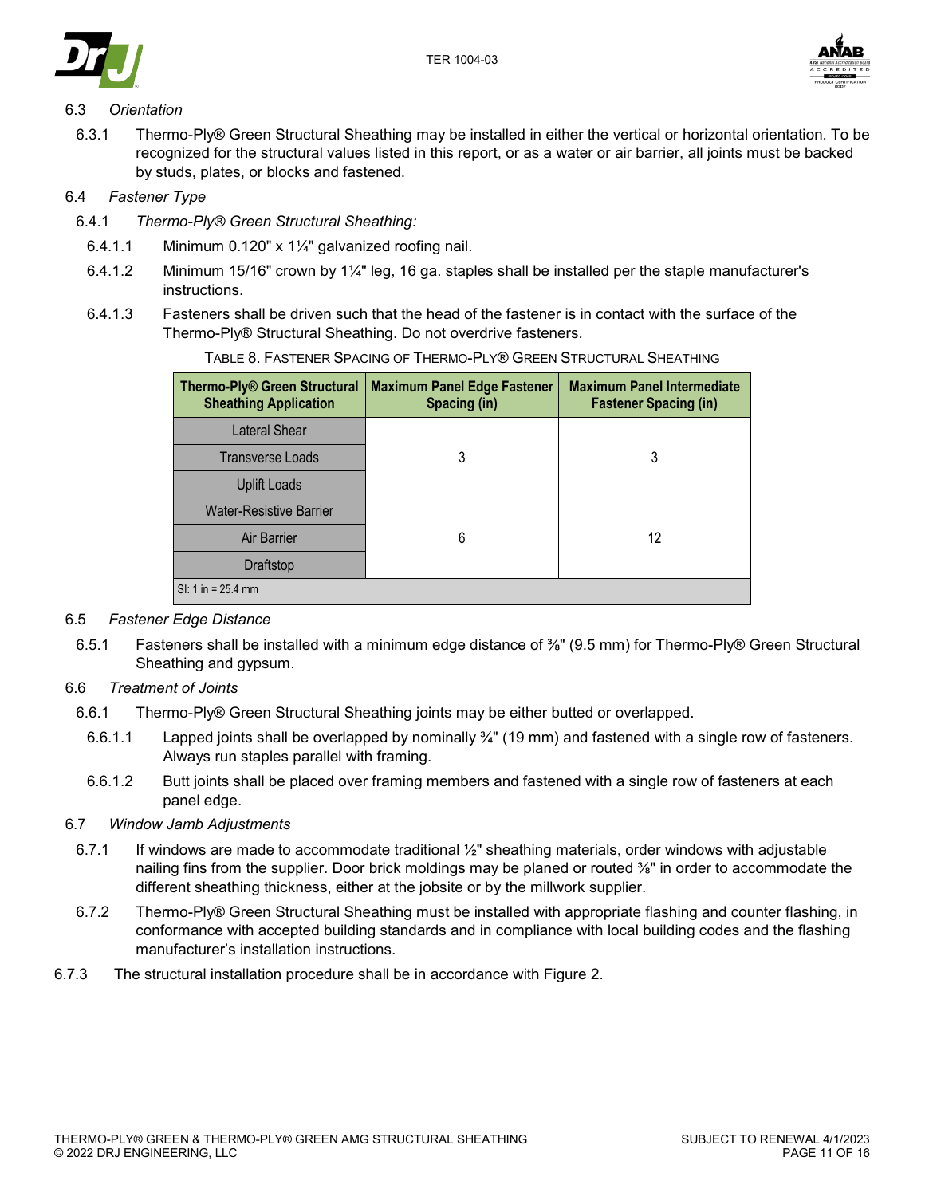### 6.3 *Orientation*

6.3.1 Thermo-Ply® Green Structural Sheathing may be installed in either the vertical or horizontal orientation. To be recognized for the structural values listed in this report, or as a water or air barrier, all joints must be backed by studs, plates, or blocks and fastened.

### 6.4 *Fastener Type*

6.4.1 *Thermo-Ply® Green Structural Sheathing:*

6.4.1.1 Minimum 0.120" x 1¼" galvanized roofing nail.

6.4.1.2 Minimum 15/16" crown by 1¼" leg, 16 ga. staples shall be installed per the staple manufacturer's instructions.

6.4.1.3 Fasteners shall be driven such that the head of the fastener is in contact with the surface of the Thermo-Ply® Structural Sheathing. Do not overdrive fasteners.

TABLE 8. FASTENER SPACING OF THERMO-PLY® GREEN STRUCTURAL SHEATHING

| Thermo-Ply® Green Structural Sheathing Application | Maximum Panel Edge Fastener Spacing (in) | Maximum Panel Intermediate Fastener Spacing (in) |
|---|---|---|
| Lateral Shear | 3 | 3 |
| Transverse Loads | | |
| Uplift Loads | | |
| Water-Resistive Barrier | 6 | 12 |
| Air Barrier | | |
| Draftstop | | |
| SI: 1 in = 25.4 mm | | |

### 6.5 *Fastener Edge Distance*

6.5.1 Fasteners shall be installed with a minimum edge distance of ⅜" (9.5 mm) for Thermo-Ply® Green Structural Sheathing and gypsum.

### 6.6 *Treatment of Joints*

6.6.1 Thermo-Ply® Green Structural Sheathing joints may be either butted or overlapped.

6.6.1.1 Lapped joints shall be overlapped by nominally ¾" (19 mm) and fastened with a single row of fasteners. Always run staples parallel with framing.

6.6.1.2 Butt joints shall be placed over framing members and fastened with a single row of fasteners at each panel edge.

### 6.7 *Window Jamb Adjustments*

6.7.1 If windows are made to accommodate traditional ½" sheathing materials, order windows with adjustable nailing fins from the supplier. Door brick moldings may be planed or routed ⅜" in order to accommodate the different sheathing thickness, either at the jobsite or by the millwork supplier.

6.7.2 Thermo-Ply® Green Structural Sheathing must be installed with appropriate flashing and counter flashing, in conformance with accepted building standards and in compliance with local building codes and the flashing manufacturer's installation instructions.

6.7.3 The structural installation procedure shall be in accordance with Figure 2.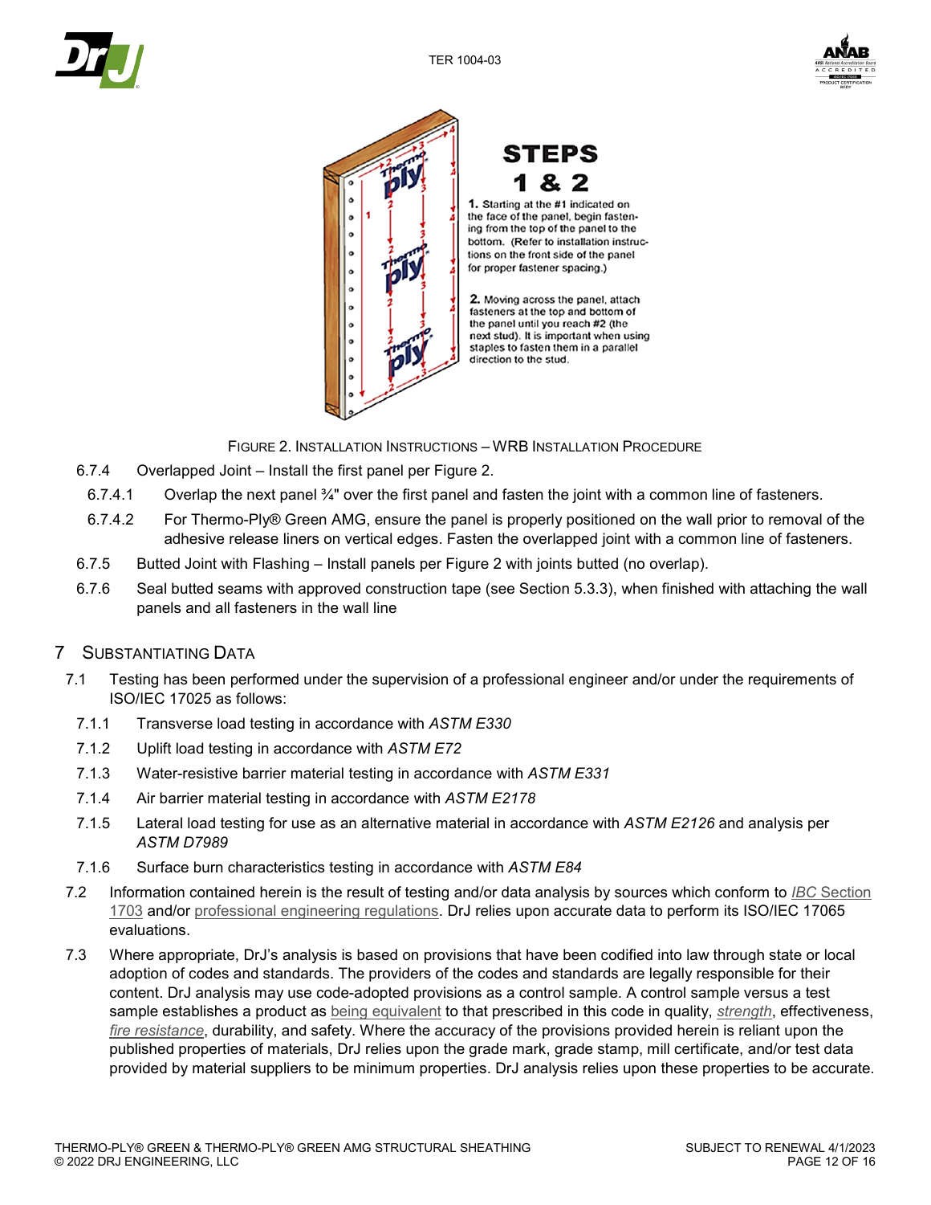**STEPS 1 & 2**

**1.** Starting at the **#1** indicated on the face of the panel, begin fastening from the top of the panel to the bottom. (Refer to installation instructions on the front side of the panel for proper fastener spacing.)

**2.** Moving across the panel, attach fasteners at the top and bottom of the panel until you reach **#2** (the next stud). It is important when using staples to fasten them in a parallel direction to the stud.

FIGURE 2. INSTALLATION INSTRUCTIONS – WRB INSTALLATION PROCEDURE

6.7.4 Overlapped Joint – Install the first panel per Figure 2.

6.7.4.1 Overlap the next panel ¾" over the first panel and fasten the joint with a common line of fasteners.

6.7.4.2 For Thermo-Ply® Green AMG, ensure the panel is properly positioned on the wall prior to removal of the adhesive release liners on vertical edges. Fasten the overlapped joint with a common line of fasteners.

6.7.5 Butted Joint with Flashing – Install panels per Figure 2 with joints butted (no overlap).

6.7.6 Seal butted seams with approved construction tape (see Section 5.3.3), when finished with attaching the wall panels and all fasteners in the wall line

# 7 SUBSTANTIATING DATA

7.1 Testing has been performed under the supervision of a professional engineer and/or under the requirements of ISO/IEC 17025 as follows:

7.1.1 Transverse load testing in accordance with *ASTM E330*

7.1.2 Uplift load testing in accordance with *ASTM E72*

7.1.3 Water-resistive barrier material testing in accordance with *ASTM E331*

7.1.4 Air barrier material testing in accordance with *ASTM E2178*

7.1.5 Lateral load testing for use as an alternative material in accordance with *ASTM E2126* and analysis per *ASTM D7989*

7.1.6 Surface burn characteristics testing in accordance with *ASTM E84*

7.2 Information contained herein is the result of testing and/or data analysis by sources which conform to *IBC* Section 1703 and/or professional engineering regulations. DrJ relies upon accurate data to perform its ISO/IEC 17065 evaluations.

7.3 Where appropriate, DrJ's analysis is based on provisions that have been codified into law through state or local adoption of codes and standards. The providers of the codes and standards are legally responsible for their content. DrJ analysis may use code-adopted provisions as a control sample. A control sample versus a test sample establishes a product as being equivalent to that prescribed in this code in quality, *strength*, effectiveness, *fire resistance*, durability, and safety. Where the accuracy of the provisions provided herein is reliant upon the published properties of materials, DrJ relies upon the grade mark, grade stamp, mill certificate, and/or test data provided by material suppliers to be minimum properties. DrJ analysis relies upon these properties to be accurate.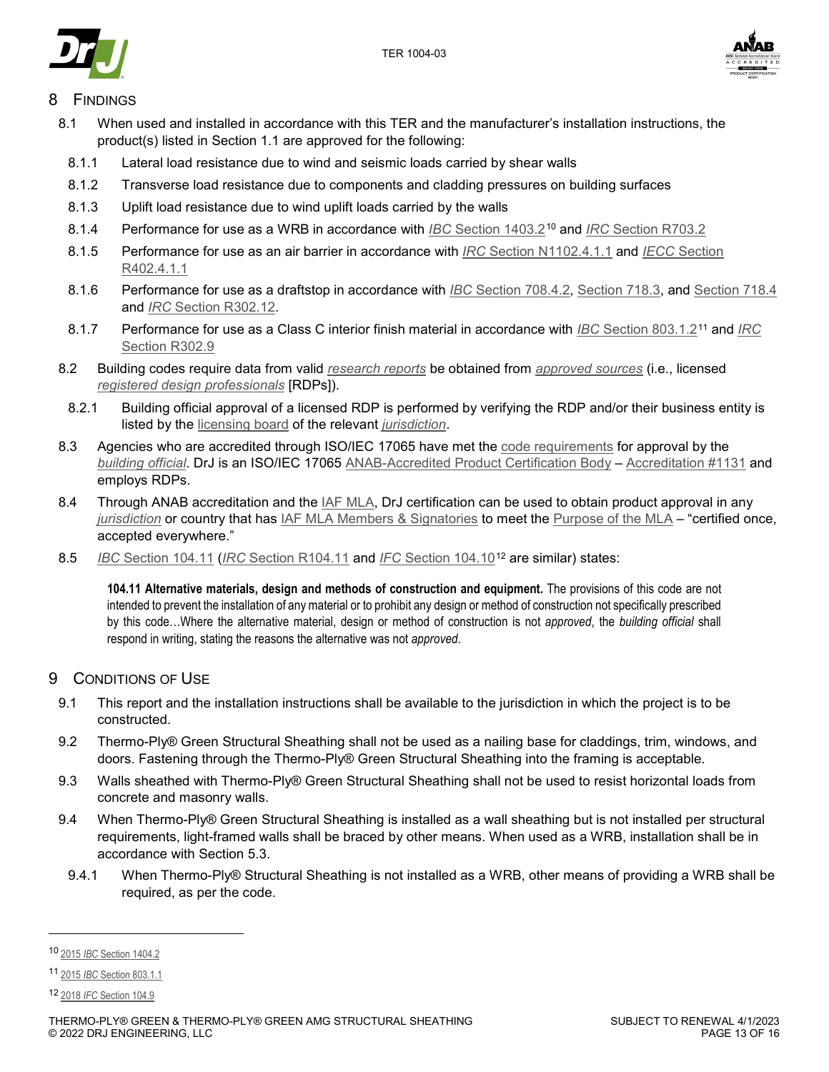# 8 Findings

8.1 When used and installed in accordance with this TER and the manufacturer's installation instructions, the product(s) listed in Section 1.1 are approved for the following:

8.1.1 Lateral load resistance due to wind and seismic loads carried by shear walls

8.1.2 Transverse load resistance due to components and cladding pressures on building surfaces

8.1.3 Uplift load resistance due to wind uplift loads carried by the walls

8.1.4 Performance for use as a WRB in accordance with *IBC* Section 1403.2[10] and *IRC* Section R703.2

8.1.5 Performance for use as an air barrier in accordance with *IRC* Section N1102.4.1.1 and *IECC* Section R402.4.1.1

8.1.6 Performance for use as a draftstop in accordance with *IBC* Section 708.4.2, Section 718.3, and Section 718.4 and *IRC* Section R302.12.

8.1.7 Performance for use as a Class C interior finish material in accordance with *IBC* Section 803.1.2[11] and *IRC* Section R302.9

8.2 Building codes require data from valid *research reports* be obtained from *approved sources* (i.e., licensed *registered design professionals* [RDPs]).

8.2.1 Building official approval of a licensed RDP is performed by verifying the RDP and/or their business entity is listed by the licensing board of the relevant *jurisdiction*.

8.3 Agencies who are accredited through ISO/IEC 17065 have met the code requirements for approval by the *building official*. DrJ is an ISO/IEC 17065 ANAB-Accredited Product Certification Body – Accreditation #1131 and employs RDPs.

8.4 Through ANAB accreditation and the IAF MLA, DrJ certification can be used to obtain product approval in any *jurisdiction* or country that has IAF MLA Members & Signatories to meet the Purpose of the MLA – "certified once, accepted everywhere."

8.5 *IBC* Section 104.11 (*IRC* Section R104.11 and *IFC* Section 104.10[12] are similar) states:

> **104.11 Alternative materials, design and methods of construction and equipment.** The provisions of this code are not intended to prevent the installation of any material or to prohibit any design or method of construction not specifically prescribed by this code…Where the alternative material, design or method of construction is not *approved*, the *building official* shall respond in writing, stating the reasons the alternative was not *approved*.

# 9 Conditions of Use

9.1 This report and the installation instructions shall be available to the jurisdiction in which the project is to be constructed.

9.2 Thermo-Ply® Green Structural Sheathing shall not be used as a nailing base for claddings, trim, windows, and doors. Fastening through the Thermo-Ply® Green Structural Sheathing into the framing is acceptable.

9.3 Walls sheathed with Thermo-Ply® Green Structural Sheathing shall not be used to resist horizontal loads from concrete and masonry walls.

9.4 When Thermo-Ply® Green Structural Sheathing is installed as a wall sheathing but is not installed per structural requirements, light-framed walls shall be braced by other means. When used as a WRB, installation shall be in accordance with Section 5.3.

9.4.1 When Thermo-Ply® Structural Sheathing is not installed as a WRB, other means of providing a WRB shall be required, as per the code.

---

[10] 2015 *IBC* Section 1404.2

[11] 2015 *IBC* Section 803.1.1

[12] 2018 *IFC* Section 104.9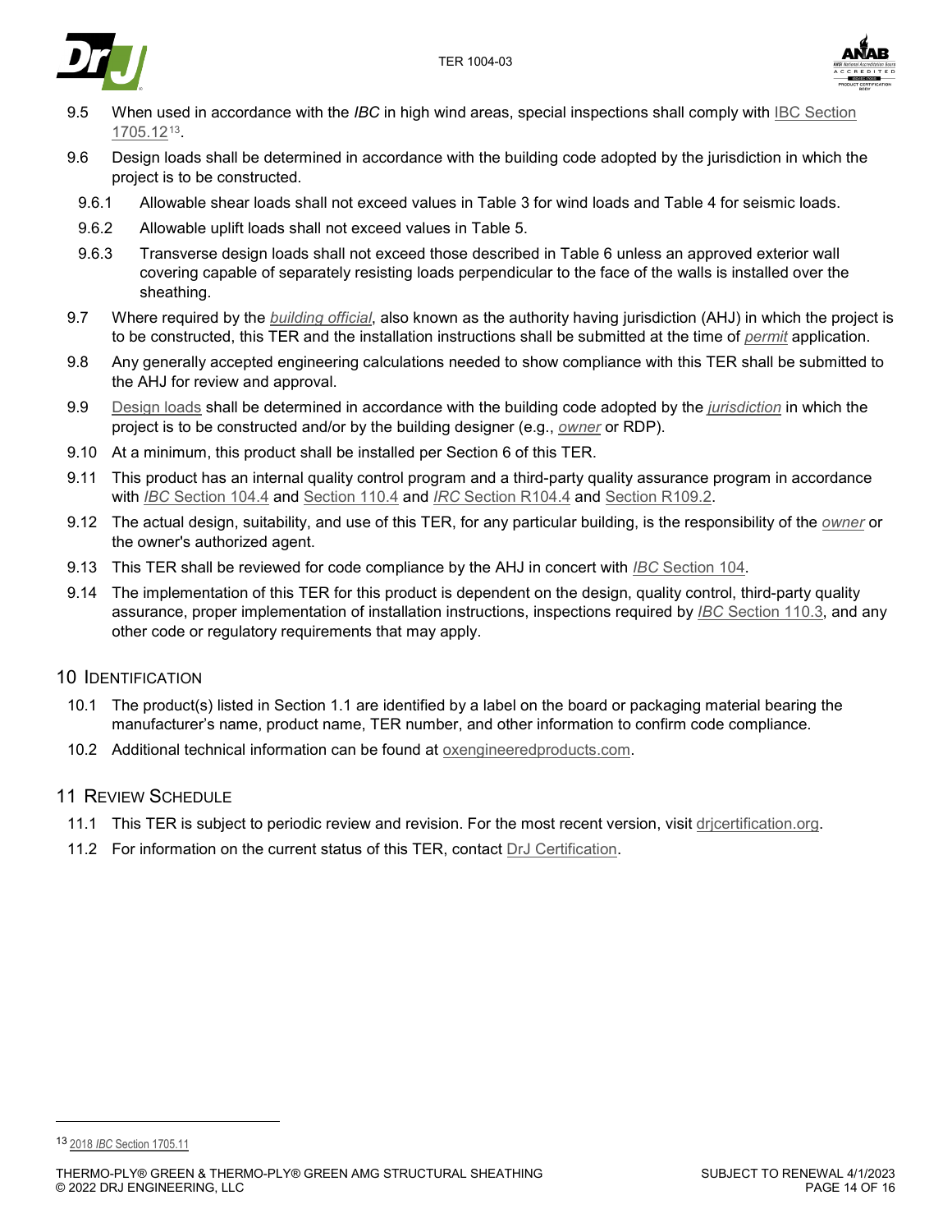9.5 When used in accordance with the *IBC* in high wind areas, special inspections shall comply with IBC Section 1705.12[13].

9.6 Design loads shall be determined in accordance with the building code adopted by the jurisdiction in which the project is to be constructed.

9.6.1 Allowable shear loads shall not exceed values in Table 3 for wind loads and Table 4 for seismic loads.

9.6.2 Allowable uplift loads shall not exceed values in Table 5.

9.6.3 Transverse design loads shall not exceed those described in Table 6 unless an approved exterior wall covering capable of separately resisting loads perpendicular to the face of the walls is installed over the sheathing.

9.7 Where required by the *building official*, also known as the authority having jurisdiction (AHJ) in which the project is to be constructed, this TER and the installation instructions shall be submitted at the time of *permit* application.

9.8 Any generally accepted engineering calculations needed to show compliance with this TER shall be submitted to the AHJ for review and approval.

9.9 Design loads shall be determined in accordance with the building code adopted by the *jurisdiction* in which the project is to be constructed and/or by the building designer (e.g., *owner* or RDP).

9.10 At a minimum, this product shall be installed per Section 6 of this TER.

9.11 This product has an internal quality control program and a third-party quality assurance program in accordance with *IBC* Section 104.4 and Section 110.4 and *IRC* Section R104.4 and Section R109.2.

9.12 The actual design, suitability, and use of this TER, for any particular building, is the responsibility of the *owner* or the owner's authorized agent.

9.13 This TER shall be reviewed for code compliance by the AHJ in concert with *IBC* Section 104.

9.14 The implementation of this TER for this product is dependent on the design, quality control, third-party quality assurance, proper implementation of installation instructions, inspections required by *IBC* Section 110.3, and any other code or regulatory requirements that may apply.

## 10 Identification

10.1 The product(s) listed in Section 1.1 are identified by a label on the board or packaging material bearing the manufacturer's name, product name, TER number, and other information to confirm code compliance.

10.2 Additional technical information can be found at oxengineeredproducts.com.

## 11 Review Schedule

11.1 This TER is subject to periodic review and revision. For the most recent version, visit drjcertification.org.

11.2 For information on the current status of this TER, contact DrJ Certification.

---

[13] 2018 *IBC* Section 1705.11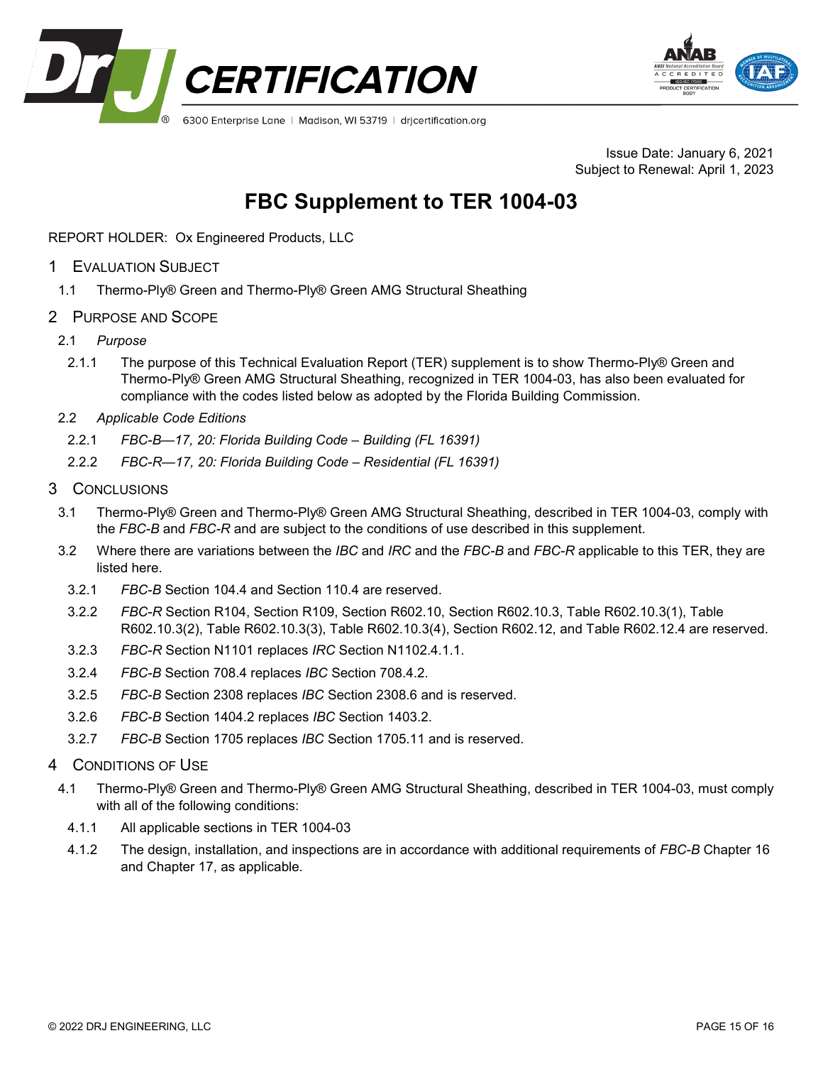DrJ CERTIFICATION

6300 Enterprise Lane | Madison, WI 53719 | drjcertification.org

Issue Date: January 6, 2021
Subject to Renewal: April 1, 2023

# FBC Supplement to TER 1004-03

REPORT HOLDER: Ox Engineered Products, LLC

## 1 Evaluation Subject

1.1 Thermo-Ply® Green and Thermo-Ply® Green AMG Structural Sheathing

## 2 Purpose and Scope

2.1 *Purpose*

2.1.1 The purpose of this Technical Evaluation Report (TER) supplement is to show Thermo-Ply® Green and Thermo-Ply® Green AMG Structural Sheathing, recognized in TER 1004-03, has also been evaluated for compliance with the codes listed below as adopted by the Florida Building Commission.

2.2 *Applicable Code Editions*

2.2.1 *FBC-B—17, 20: Florida Building Code – Building (FL 16391)*

2.2.2 *FBC-R—17, 20: Florida Building Code – Residential (FL 16391)*

## 3 Conclusions

3.1 Thermo-Ply® Green and Thermo-Ply® Green AMG Structural Sheathing, described in TER 1004-03, comply with the *FBC-B* and *FBC-R* and are subject to the conditions of use described in this supplement.

3.2 Where there are variations between the *IBC* and *IRC* and the *FBC-B* and *FBC-R* applicable to this TER, they are listed here.

3.2.1 *FBC-B* Section 104.4 and Section 110.4 are reserved.

3.2.2 *FBC-R* Section R104, Section R109, Section R602.10, Section R602.10.3, Table R602.10.3(1), Table R602.10.3(2), Table R602.10.3(3), Table R602.10.3(4), Section R602.12, and Table R602.12.4 are reserved.

3.2.3 *FBC-R* Section N1101 replaces *IRC* Section N1102.4.1.1.

3.2.4 *FBC-B* Section 708.4 replaces *IBC* Section 708.4.2.

3.2.5 *FBC-B* Section 2308 replaces *IBC* Section 2308.6 and is reserved.

3.2.6 *FBC-B* Section 1404.2 replaces *IBC* Section 1403.2.

3.2.7 *FBC-B* Section 1705 replaces *IBC* Section 1705.11 and is reserved.

## 4 Conditions of Use

4.1 Thermo-Ply® Green and Thermo-Ply® Green AMG Structural Sheathing, described in TER 1004-03, must comply with all of the following conditions:

4.1.1 All applicable sections in TER 1004-03

4.1.2 The design, installation, and inspections are in accordance with additional requirements of *FBC-B* Chapter 16 and Chapter 17, as applicable.

© 2022 DRJ ENGINEERING, LLC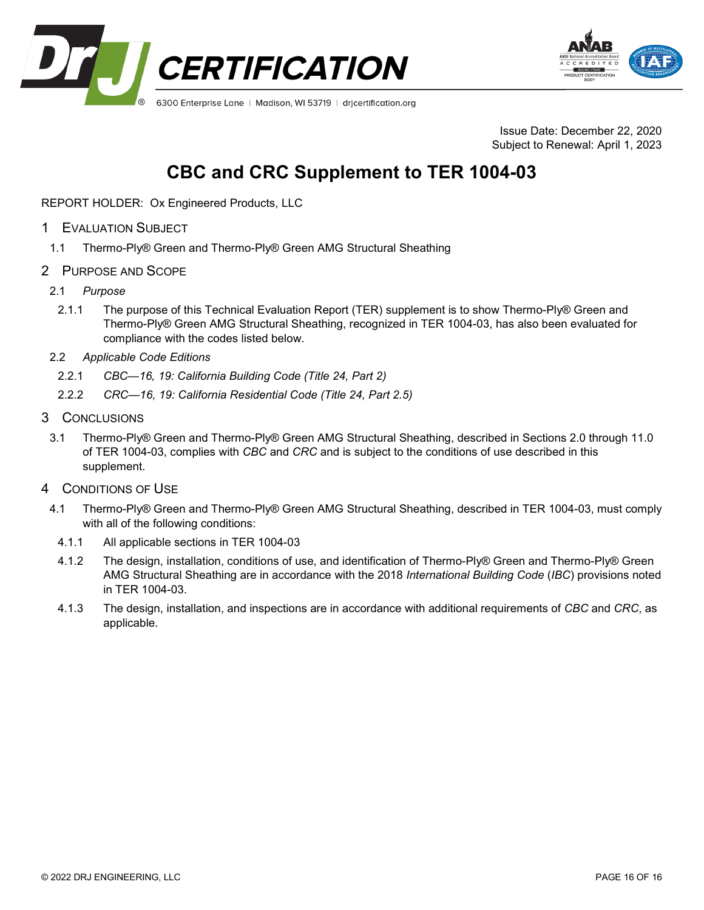Issue Date: December 22, 2020
Subject to Renewal: April 1, 2023

# CBC and CRC Supplement to TER 1004-03

REPORT HOLDER: Ox Engineered Products, LLC

## 1 Evaluation Subject

1.1 Thermo-Ply® Green and Thermo-Ply® Green AMG Structural Sheathing

## 2 Purpose and Scope

### 2.1 *Purpose*

2.1.1 The purpose of this Technical Evaluation Report (TER) supplement is to show Thermo-Ply® Green and Thermo-Ply® Green AMG Structural Sheathing, recognized in TER 1004-03, has also been evaluated for compliance with the codes listed below.

### 2.2 *Applicable Code Editions*

2.2.1 *CBC—16, 19: California Building Code (Title 24, Part 2)*

2.2.2 *CRC—16, 19: California Residential Code (Title 24, Part 2.5)*

## 3 Conclusions

3.1 Thermo-Ply® Green and Thermo-Ply® Green AMG Structural Sheathing, described in Sections 2.0 through 11.0 of TER 1004-03, complies with *CBC* and *CRC* and is subject to the conditions of use described in this supplement.

## 4 Conditions of Use

4.1 Thermo-Ply® Green and Thermo-Ply® Green AMG Structural Sheathing, described in TER 1004-03, must comply with all of the following conditions:

4.1.1 All applicable sections in TER 1004-03

4.1.2 The design, installation, conditions of use, and identification of Thermo-Ply® Green and Thermo-Ply® Green AMG Structural Sheathing are in accordance with the 2018 *International Building Code* (*IBC*) provisions noted in TER 1004-03.

4.1.3 The design, installation, and inspections are in accordance with additional requirements of *CBC* and *CRC*, as applicable.